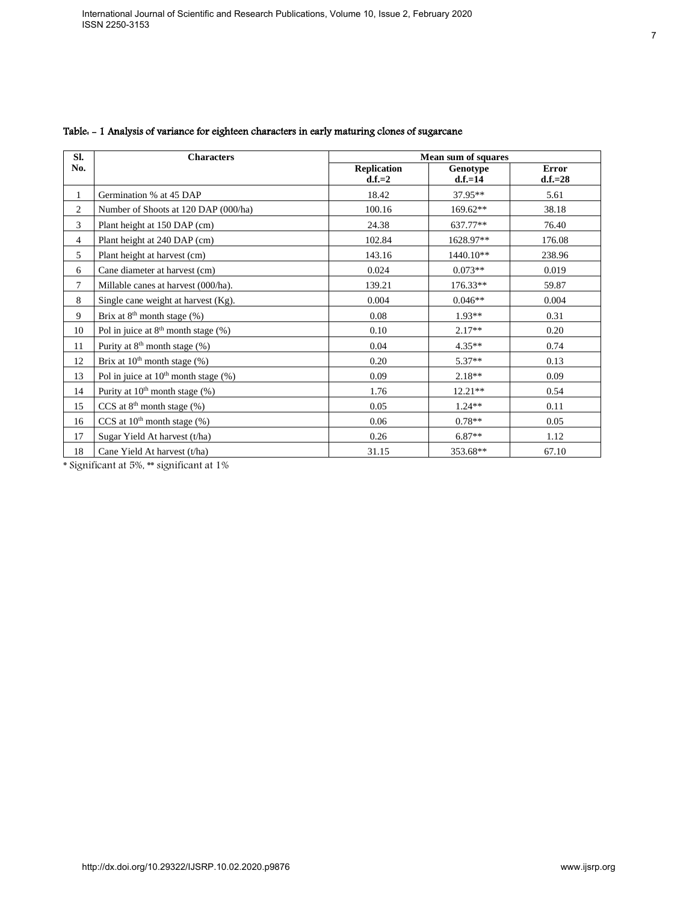Table: - 1 Analysis of variance for eighteen characters in early maturing clones of sugarcane

| Sl. No. | Characters | Mean sum of squares | | |
|---|---|---|---|---|
| | | Replication d.f.=2 | Genotype d.f.=14 | Error d.f.=28 |
| 1 | Germination % at 45 DAP | 18.42 | 37.95** | 5.61 |
| 2 | Number of Shoots at 120 DAP (000/ha) | 100.16 | 169.62** | 38.18 |
| 3 | Plant height at 150 DAP (cm) | 24.38 | 637.77** | 76.40 |
| 4 | Plant height at 240 DAP (cm) | 102.84 | 1628.97** | 176.08 |
| 5 | Plant height at harvest (cm) | 143.16 | 1440.10** | 238.96 |
| 6 | Cane diameter at harvest (cm) | 0.024 | 0.073** | 0.019 |
| 7 | Millable canes at harvest (000/ha). | 139.21 | 176.33** | 59.87 |
| 8 | Single cane weight at harvest (Kg). | 0.004 | 0.046** | 0.004 |
| 9 | Brix at 8th month stage (%) | 0.08 | 1.93** | 0.31 |
| 10 | Pol in juice at 8th month stage (%) | 0.10 | 2.17** | 0.20 |
| 11 | Purity at 8th month stage (%) | 0.04 | 4.35** | 0.74 |
| 12 | Brix at 10th month stage (%) | 0.20 | 5.37** | 0.13 |
| 13 | Pol in juice at 10th month stage (%) | 0.09 | 2.18** | 0.09 |
| 14 | Purity at 10th month stage (%) | 1.76 | 12.21** | 0.54 |
| 15 | CCS at 8th month stage (%) | 0.05 | 1.24** | 0.11 |
| 16 | CCS at 10th month stage (%) | 0.06 | 0.78** | 0.05 |
| 17 | Sugar Yield At harvest (t/ha) | 0.26 | 6.87** | 1.12 |
| 18 | Cane Yield At harvest (t/ha) | 31.15 | 353.68** | 67.10 |

* Significant at 5%, ** significant at 1%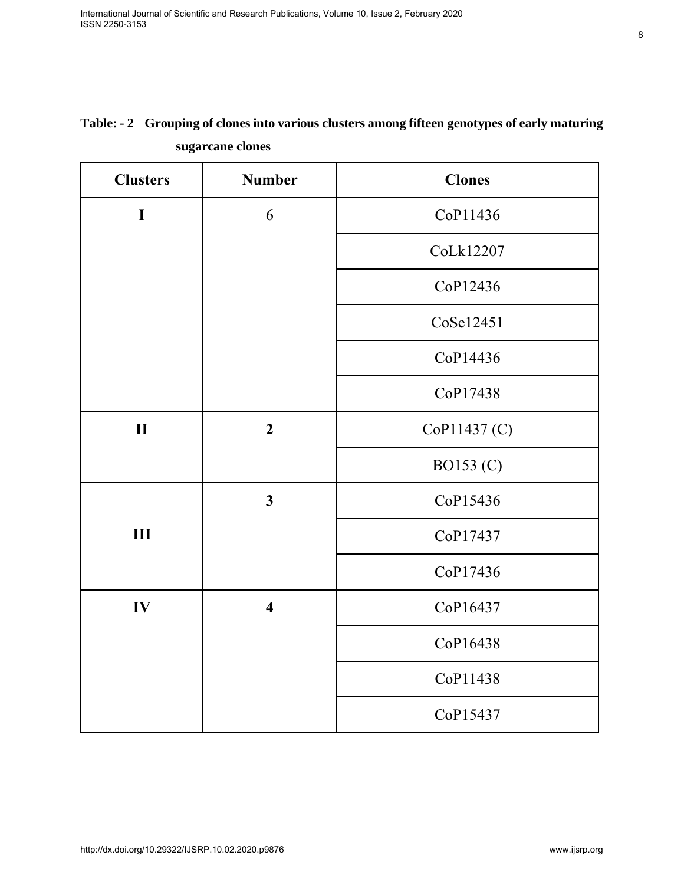**Table: - 2 Grouping of clones into various clusters among fifteen genotypes of early maturing sugarcane clones**

| Clusters | Number | Clones |
|---|---|---|
| I | 6 | CoP11436 |
| | | CoLk12207 |
| | | CoP12436 |
| | | CoSe12451 |
| | | CoP14436 |
| | | CoP17438 |
| II | 2 | CoP11437 (C) |
| | | BO153 (C) |
| III | 3 | CoP15436 |
| | | CoP17437 |
| | | CoP17436 |
| IV | 4 | CoP16437 |
| | | CoP16438 |
| | | CoP11438 |
| | | CoP15437 |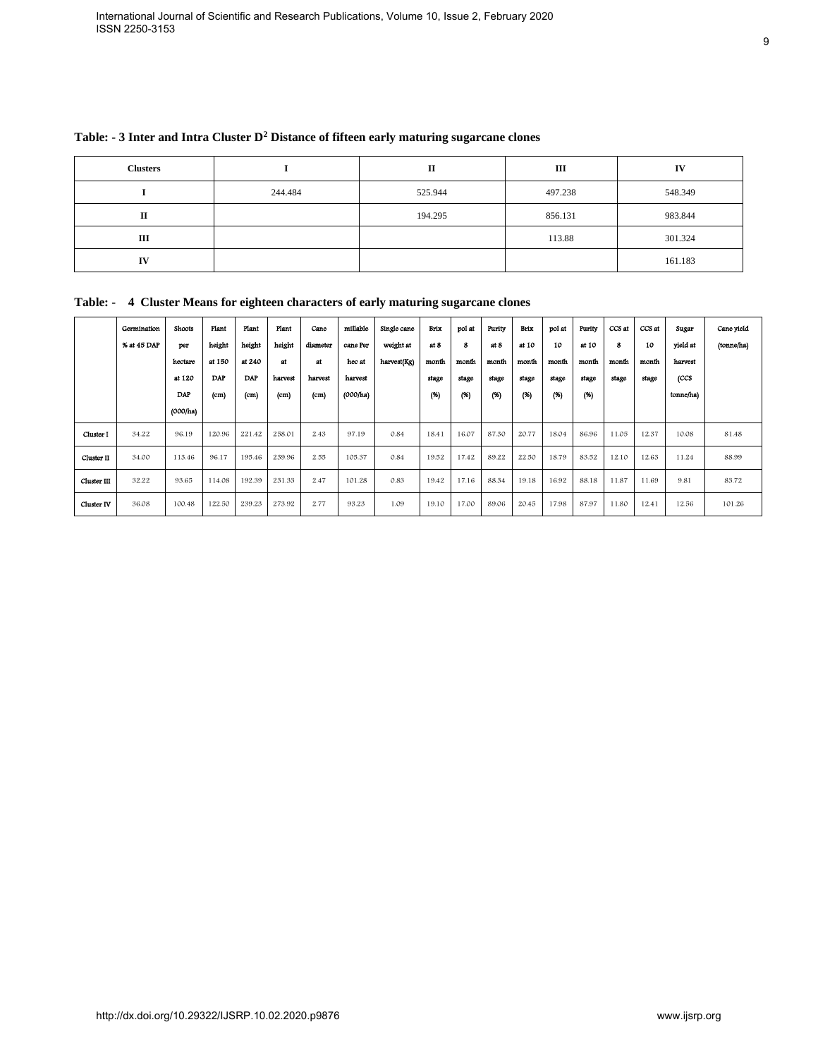**Table: - 3 Inter and Intra Cluster $D^2$ Distance of fifteen early maturing sugarcane clones**

| Clusters | I | II | III | IV |
|---|---|---|---|---|
| I | 244.484 | 525.944 | 497.238 | 548.349 |
| II | | 194.295 | 856.131 | 983.844 |
| III | | | 113.88 | 301.324 |
| IV | | | | 161.183 |

**Table: - 4 Cluster Means for eighteen characters of early maturing sugarcane clones**

| | Germination % at 45 DAP | Shoots per hectare at 120 DAP (000/ha) | Plant height at 150 DAP (cm) | Plant height at 240 DAP (cm) | Plant height at harvest (cm) | Cane diameter at harvest (cm) | millable cane Per hec at harvest (000/ha) | Single cane weight at harvest(Kg) | Brix at 8 month stage (%) | pol at 8 month stage (%) | Purity at 8 month stage (%) | Brix at 10 month stage (%) | pol at 10 month stage (%) | Purity at 10 month stage (%) | CCS at 8 month stage | CCS at 10 month stage | Sugar yield at harvest (CCS tonne/ha) | Cane yield (tonne/ha) |
|---|---|---|---|---|---|---|---|---|---|---|---|---|---|---|---|---|---|---|
| Cluster I | 34.22 | 96.19 | 120.96 | 221.42 | 258.01 | 2.43 | 97.19 | 0.84 | 18.41 | 16.07 | 87.30 | 20.77 | 18.04 | 86.96 | 11.05 | 12.37 | 10.08 | 81.48 |
| Cluster II | 34.00 | 113.46 | 96.17 | 195.46 | 239.96 | 2.55 | 105.37 | 0.84 | 19.52 | 17.42 | 89.22 | 22.50 | 18.79 | 83.52 | 12.10 | 12.63 | 11.24 | 88.99 |
| Cluster III | 32.22 | 93.65 | 114.08 | 192.39 | 231.33 | 2.47 | 101.28 | 0.83 | 19.42 | 17.16 | 88.34 | 19.18 | 16.92 | 88.18 | 11.87 | 11.69 | 9.81 | 83.72 |
| Cluster IV | 36.08 | 100.48 | 122.50 | 239.23 | 273.92 | 2.77 | 93.23 | 1.09 | 19.10 | 17.00 | 89.06 | 20.45 | 17.98 | 87.97 | 11.80 | 12.41 | 12.56 | 101.26 |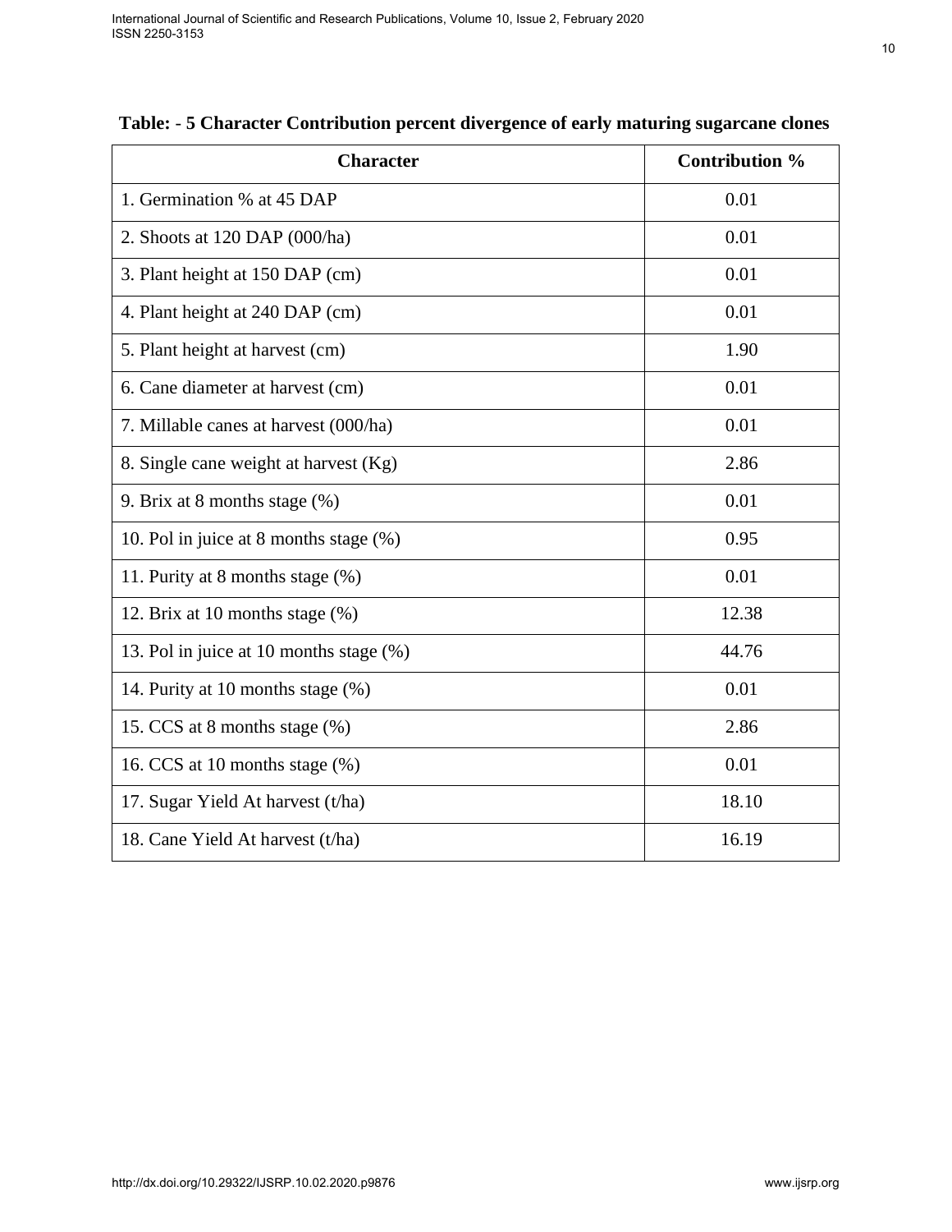**Table: - 5 Character Contribution percent divergence of early maturing sugarcane clones**

| Character | Contribution % |
|---|---|
| 1. Germination % at 45 DAP | 0.01 |
| 2. Shoots at 120 DAP (000/ha) | 0.01 |
| 3. Plant height at 150 DAP (cm) | 0.01 |
| 4. Plant height at 240 DAP (cm) | 0.01 |
| 5. Plant height at harvest (cm) | 1.90 |
| 6. Cane diameter at harvest (cm) | 0.01 |
| 7. Millable canes at harvest (000/ha) | 0.01 |
| 8. Single cane weight at harvest (Kg) | 2.86 |
| 9. Brix at 8 months stage (%) | 0.01 |
| 10. Pol in juice at 8 months stage (%) | 0.95 |
| 11. Purity at 8 months stage (%) | 0.01 |
| 12. Brix at 10 months stage (%) | 12.38 |
| 13. Pol in juice at 10 months stage (%) | 44.76 |
| 14. Purity at 10 months stage (%) | 0.01 |
| 15. CCS at 8 months stage (%) | 2.86 |
| 16. CCS at 10 months stage (%) | 0.01 |
| 17. Sugar Yield At harvest (t/ha) | 18.10 |
| 18. Cane Yield At harvest (t/ha) | 16.19 |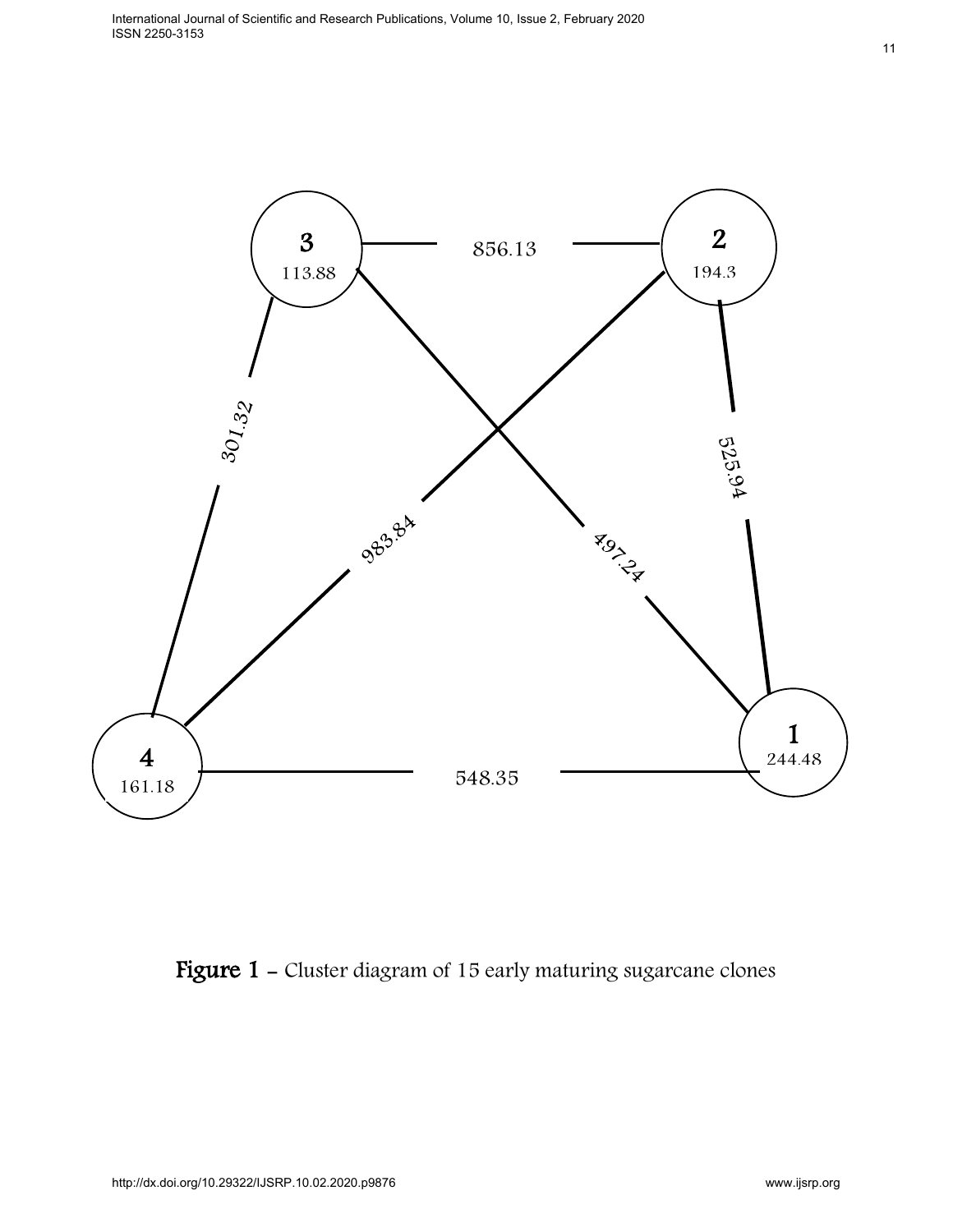Figure 1 - Cluster diagram of 15 early maturing sugarcane clones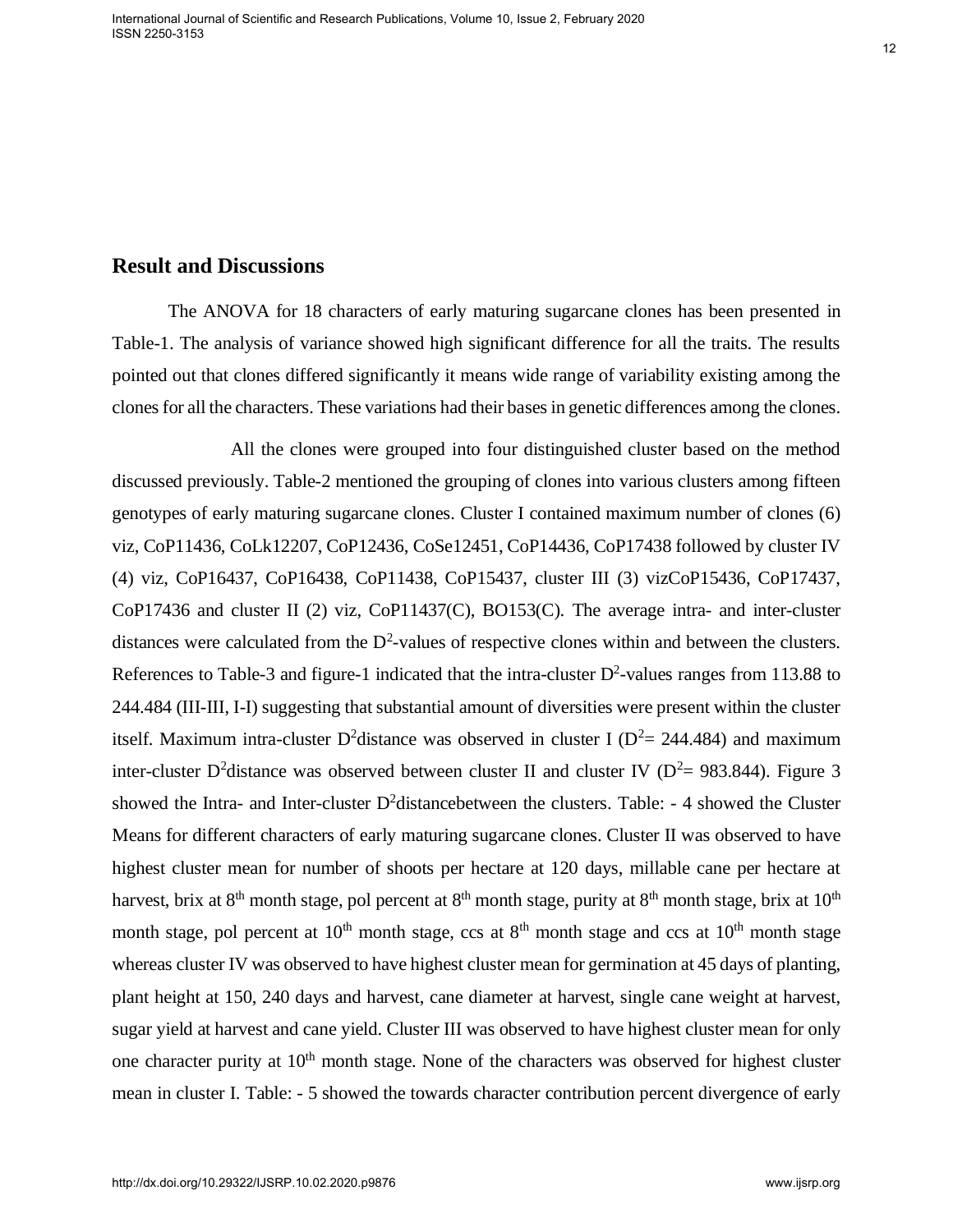## Result and Discussions

The ANOVA for 18 characters of early maturing sugarcane clones has been presented in Table-1. The analysis of variance showed high significant difference for all the traits. The results pointed out that clones differed significantly it means wide range of variability existing among the clones for all the characters. These variations had their bases in genetic differences among the clones.

All the clones were grouped into four distinguished cluster based on the method discussed previously. Table-2 mentioned the grouping of clones into various clusters among fifteen genotypes of early maturing sugarcane clones. Cluster I contained maximum number of clones (6) viz, CoP11436, CoLk12207, CoP12436, CoSe12451, CoP14436, CoP17438 followed by cluster IV (4) viz, CoP16437, CoP16438, CoP11438, CoP15437, cluster III (3) vizCoP15436, CoP17437, CoP17436 and cluster II (2) viz, CoP11437(C), BO153(C). The average intra- and inter-cluster distances were calculated from the $D^2$-values of respective clones within and between the clusters. References to Table-3 and figure-1 indicated that the intra-cluster $D^2$-values ranges from 113.88 to 244.484 (III-III, I-I) suggesting that substantial amount of diversities were present within the cluster itself. Maximum intra-cluster $D^2$distance was observed in cluster I ($D^2$= 244.484) and maximum inter-cluster $D^2$distance was observed between cluster II and cluster IV ($D^2$= 983.844). Figure 3 showed the Intra- and Inter-cluster $D^2$distancebetween the clusters. Table: - 4 showed the Cluster Means for different characters of early maturing sugarcane clones. Cluster II was observed to have highest cluster mean for number of shoots per hectare at 120 days, millable cane per hectare at harvest, brix at 8$^{th}$ month stage, pol percent at 8$^{th}$ month stage, purity at 8$^{th}$ month stage, brix at 10$^{th}$ month stage, pol percent at 10$^{th}$ month stage, ccs at 8$^{th}$ month stage and ccs at 10$^{th}$ month stage whereas cluster IV was observed to have highest cluster mean for germination at 45 days of planting, plant height at 150, 240 days and harvest, cane diameter at harvest, single cane weight at harvest, sugar yield at harvest and cane yield. Cluster III was observed to have highest cluster mean for only one character purity at 10$^{th}$ month stage. None of the characters was observed for highest cluster mean in cluster I. Table: - 5 showed the towards character contribution percent divergence of early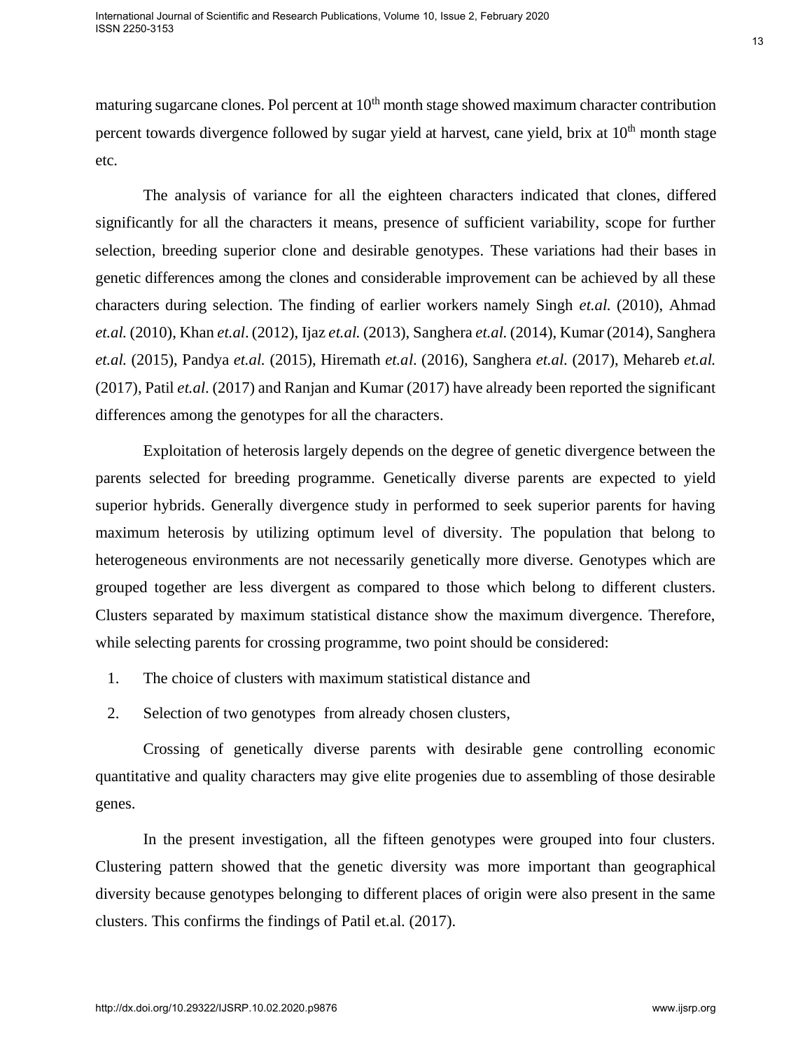maturing sugarcane clones. Pol percent at $10^{th}$ month stage showed maximum character contribution percent towards divergence followed by sugar yield at harvest, cane yield, brix at $10^{th}$ month stage etc.

The analysis of variance for all the eighteen characters indicated that clones, differed significantly for all the characters it means, presence of sufficient variability, scope for further selection, breeding superior clone and desirable genotypes. These variations had their bases in genetic differences among the clones and considerable improvement can be achieved by all these characters during selection. The finding of earlier workers namely Singh *et.al.* (2010), Ahmad *et.al.* (2010), Khan *et.al.* (2012), Ijaz *et.al.* (2013), Sanghera *et.al.* (2014), Kumar (2014), Sanghera *et.al.* (2015), Pandya *et.al.* (2015), Hiremath *et.al.* (2016), Sanghera *et.al.* (2017), Mehareb *et.al.* (2017), Patil *et.al.* (2017) and Ranjan and Kumar (2017) have already been reported the significant differences among the genotypes for all the characters.

Exploitation of heterosis largely depends on the degree of genetic divergence between the parents selected for breeding programme. Genetically diverse parents are expected to yield superior hybrids. Generally divergence study in performed to seek superior parents for having maximum heterosis by utilizing optimum level of diversity. The population that belong to heterogeneous environments are not necessarily genetically more diverse. Genotypes which are grouped together are less divergent as compared to those which belong to different clusters. Clusters separated by maximum statistical distance show the maximum divergence. Therefore, while selecting parents for crossing programme, two point should be considered:

1. The choice of clusters with maximum statistical distance and
2. Selection of two genotypes from already chosen clusters,

Crossing of genetically diverse parents with desirable gene controlling economic quantitative and quality characters may give elite progenies due to assembling of those desirable genes.

In the present investigation, all the fifteen genotypes were grouped into four clusters. Clustering pattern showed that the genetic diversity was more important than geographical diversity because genotypes belonging to different places of origin were also present in the same clusters. This confirms the findings of Patil et.al. (2017).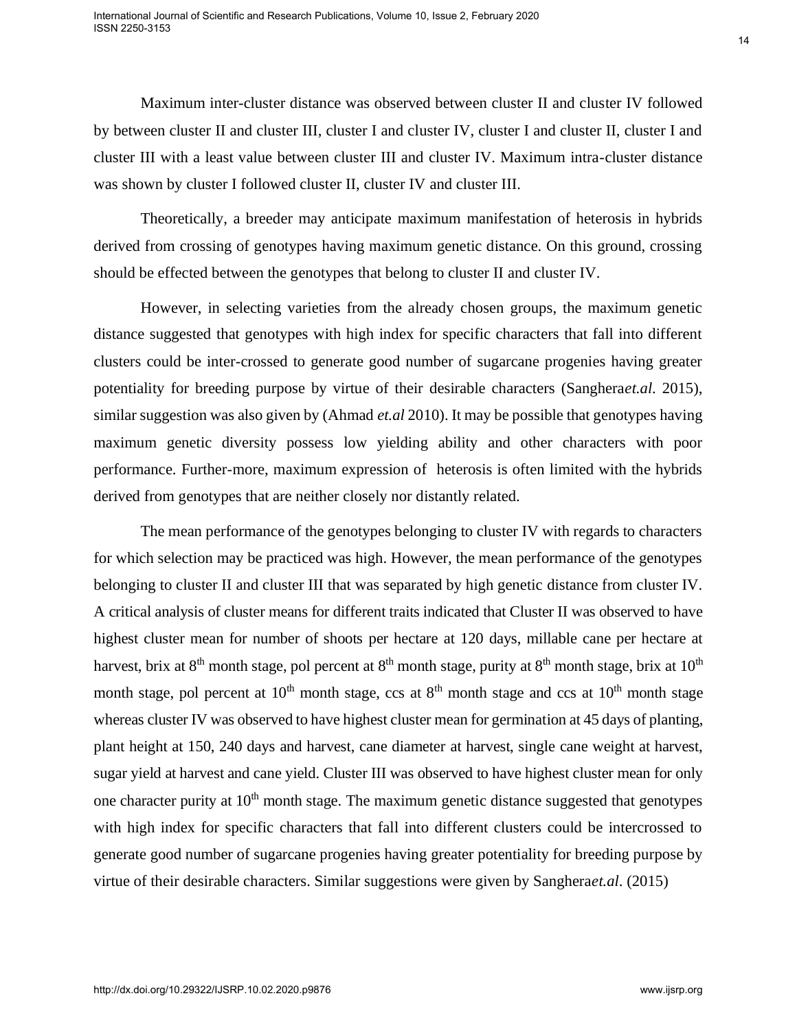Maximum inter-cluster distance was observed between cluster II and cluster IV followed by between cluster II and cluster III, cluster I and cluster IV, cluster I and cluster II, cluster I and cluster III with a least value between cluster III and cluster IV. Maximum intra-cluster distance was shown by cluster I followed cluster II, cluster IV and cluster III.

Theoretically, a breeder may anticipate maximum manifestation of heterosis in hybrids derived from crossing of genotypes having maximum genetic distance. On this ground, crossing should be effected between the genotypes that belong to cluster II and cluster IV.

However, in selecting varieties from the already chosen groups, the maximum genetic distance suggested that genotypes with high index for specific characters that fall into different clusters could be inter-crossed to generate good number of sugarcane progenies having greater potentiality for breeding purpose by virtue of their desirable characters (Sanghera*et.al.* 2015), similar suggestion was also given by (Ahmad *et.al* 2010). It may be possible that genotypes having maximum genetic diversity possess low yielding ability and other characters with poor performance. Further-more, maximum expression of heterosis is often limited with the hybrids derived from genotypes that are neither closely nor distantly related.

The mean performance of the genotypes belonging to cluster IV with regards to characters for which selection may be practiced was high. However, the mean performance of the genotypes belonging to cluster II and cluster III that was separated by high genetic distance from cluster IV. A critical analysis of cluster means for different traits indicated that Cluster II was observed to have highest cluster mean for number of shoots per hectare at 120 days, millable cane per hectare at harvest, brix at 8$^{th}$ month stage, pol percent at 8$^{th}$ month stage, purity at 8$^{th}$ month stage, brix at 10$^{th}$ month stage, pol percent at 10$^{th}$ month stage, ccs at 8$^{th}$ month stage and ccs at 10$^{th}$ month stage whereas cluster IV was observed to have highest cluster mean for germination at 45 days of planting, plant height at 150, 240 days and harvest, cane diameter at harvest, single cane weight at harvest, sugar yield at harvest and cane yield. Cluster III was observed to have highest cluster mean for only one character purity at 10$^{th}$ month stage. The maximum genetic distance suggested that genotypes with high index for specific characters that fall into different clusters could be intercrossed to generate good number of sugarcane progenies having greater potentiality for breeding purpose by virtue of their desirable characters. Similar suggestions were given by Sanghera*et.al.* (2015)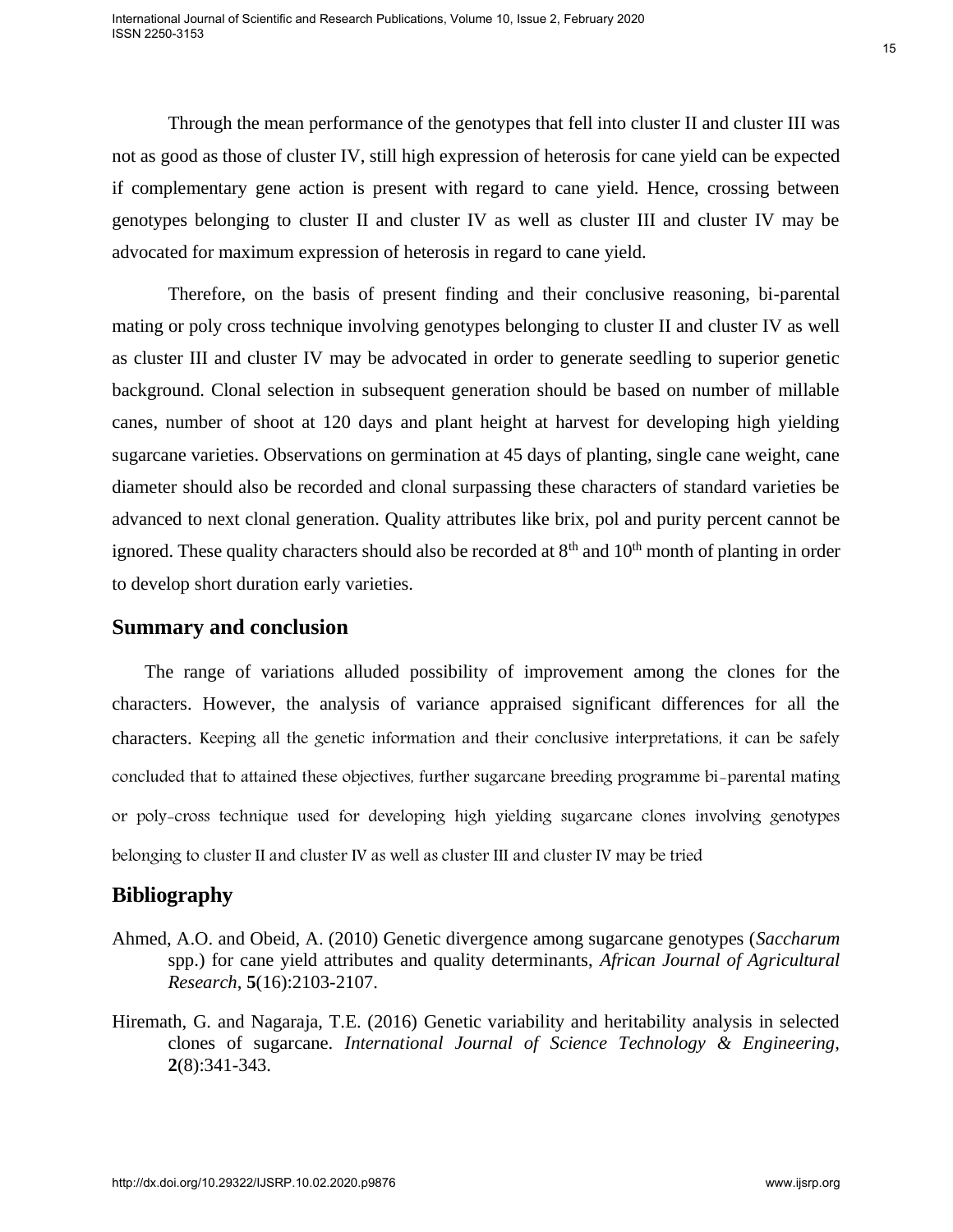Through the mean performance of the genotypes that fell into cluster II and cluster III was not as good as those of cluster IV, still high expression of heterosis for cane yield can be expected if complementary gene action is present with regard to cane yield. Hence, crossing between genotypes belonging to cluster II and cluster IV as well as cluster III and cluster IV may be advocated for maximum expression of heterosis in regard to cane yield.

Therefore, on the basis of present finding and their conclusive reasoning, bi-parental mating or poly cross technique involving genotypes belonging to cluster II and cluster IV as well as cluster III and cluster IV may be advocated in order to generate seedling to superior genetic background. Clonal selection in subsequent generation should be based on number of millable canes, number of shoot at 120 days and plant height at harvest for developing high yielding sugarcane varieties. Observations on germination at 45 days of planting, single cane weight, cane diameter should also be recorded and clonal surpassing these characters of standard varieties be advanced to next clonal generation. Quality attributes like brix, pol and purity percent cannot be ignored. These quality characters should also be recorded at 8th and 10th month of planting in order to develop short duration early varieties.

## Summary and conclusion

The range of variations alluded possibility of improvement among the clones for the characters. However, the analysis of variance appraised significant differences for all the characters. Keeping all the genetic information and their conclusive interpretations, it can be safely concluded that to attained these objectives, further sugarcane breeding programme bi-parental mating or poly-cross technique used for developing high yielding sugarcane clones involving genotypes belonging to cluster II and cluster IV as well as cluster III and cluster IV may be tried

## Bibliography

Ahmed, A.O. and Obeid, A. (2010) Genetic divergence among sugarcane genotypes (*Saccharum* spp.) for cane yield attributes and quality determinants, *African Journal of Agricultural Research*, **5**(16):2103-2107.

Hiremath, G. and Nagaraja, T.E. (2016) Genetic variability and heritability analysis in selected clones of sugarcane. *International Journal of Science Technology & Engineering*, **2**(8):341-343.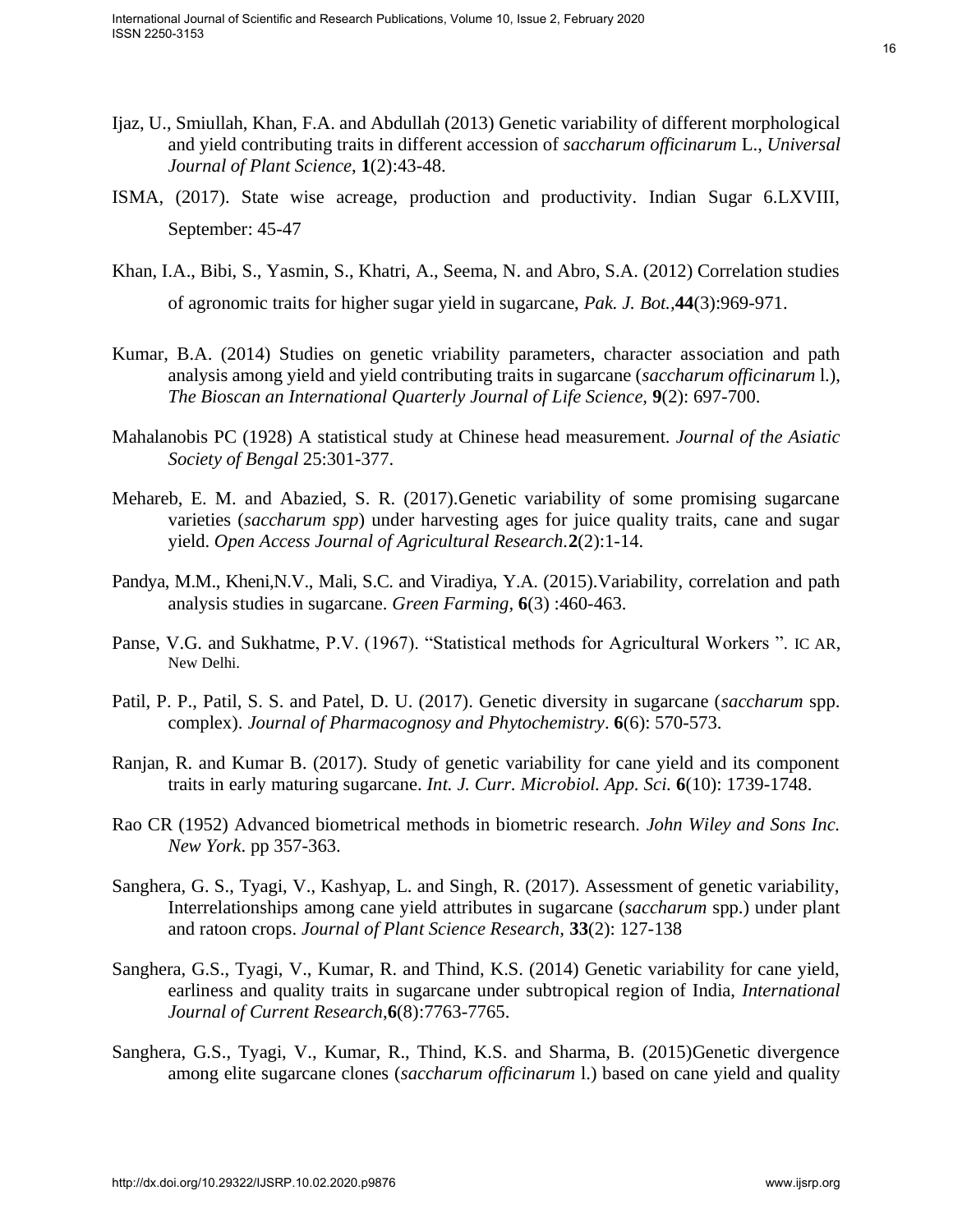Ijaz, U., Smiullah, Khan, F.A. and Abdullah (2013) Genetic variability of different morphological and yield contributing traits in different accession of *saccharum officinarum* L., *Universal Journal of Plant Science*, **1**(2):43-48.

ISMA, (2017). State wise acreage, production and productivity. Indian Sugar 6.LXVIII, September: 45-47

Khan, I.A., Bibi, S., Yasmin, S., Khatri, A., Seema, N. and Abro, S.A. (2012) Correlation studies of agronomic traits for higher sugar yield in sugarcane, *Pak. J. Bot.*,**44**(3):969-971.

Kumar, B.A. (2014) Studies on genetic vriability parameters, character association and path analysis among yield and yield contributing traits in sugarcane (*saccharum officinarum* l.), *The Bioscan an International Quarterly Journal of Life Science,* **9**(2): 697-700.

Mahalanobis PC (1928) A statistical study at Chinese head measurement. *Journal of the Asiatic Society of Bengal* 25:301-377.

Mehareb, E. M. and Abazied, S. R. (2017).Genetic variability of some promising sugarcane varieties (*saccharum spp*) under harvesting ages for juice quality traits, cane and sugar yield. *Open Access Journal of Agricultural Research*.**2**(2):1-14.

Pandya, M.M., Kheni,N.V., Mali, S.C. and Viradiya, Y.A. (2015).Variability, correlation and path analysis studies in sugarcane. *Green Farming*, **6**(3) :460-463.

Panse, V.G. and Sukhatme, P.V. (1967). "Statistical methods for Agricultural Workers ". IC AR, New Delhi.

Patil, P. P., Patil, S. S. and Patel, D. U. (2017). Genetic diversity in sugarcane (*saccharum* spp. complex). *Journal of Pharmacognosy and Phytochemistry*. **6**(6): 570-573.

Ranjan, R. and Kumar B. (2017). Study of genetic variability for cane yield and its component traits in early maturing sugarcane. *Int. J. Curr. Microbiol. App. Sci.* **6**(10): 1739-1748.

Rao CR (1952) Advanced biometrical methods in biometric research. *John Wiley and Sons Inc. New York*. pp 357-363.

Sanghera, G. S., Tyagi, V., Kashyap, L. and Singh, R. (2017). Assessment of genetic variability, Interrelationships among cane yield attributes in sugarcane (*saccharum* spp.) under plant and ratoon crops. *Journal of Plant Science Research,* **33**(2): 127-138

Sanghera, G.S., Tyagi, V., Kumar, R. and Thind, K.S. (2014) Genetic variability for cane yield, earliness and quality traits in sugarcane under subtropical region of India, *International Journal of Current Research*,**6**(8):7763-7765.

Sanghera, G.S., Tyagi, V., Kumar, R., Thind, K.S. and Sharma, B. (2015)Genetic divergence among elite sugarcane clones (*saccharum officinarum* l.) based on cane yield and quality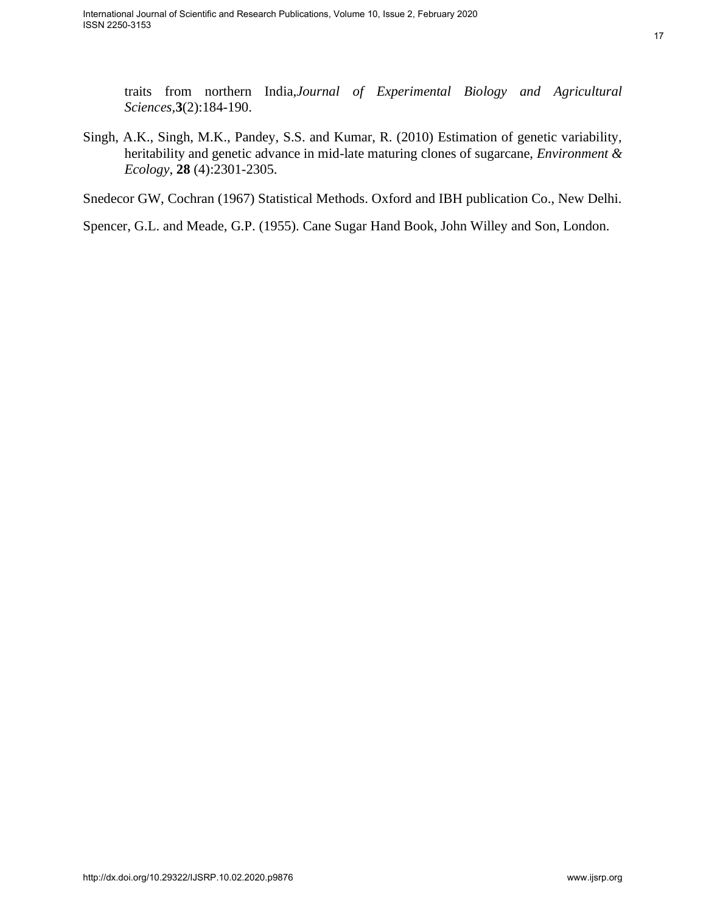traits from northern India,*Journal of Experimental Biology and Agricultural Sciences*,**3**(2):184-190.

Singh, A.K., Singh, M.K., Pandey, S.S. and Kumar, R. (2010) Estimation of genetic variability, heritability and genetic advance in mid-late maturing clones of sugarcane, *Environment & Ecology*, **28** (4):2301-2305.

Snedecor GW, Cochran (1967) Statistical Methods. Oxford and IBH publication Co., New Delhi.

Spencer, G.L. and Meade, G.P. (1955). Cane Sugar Hand Book, John Willey and Son, London.